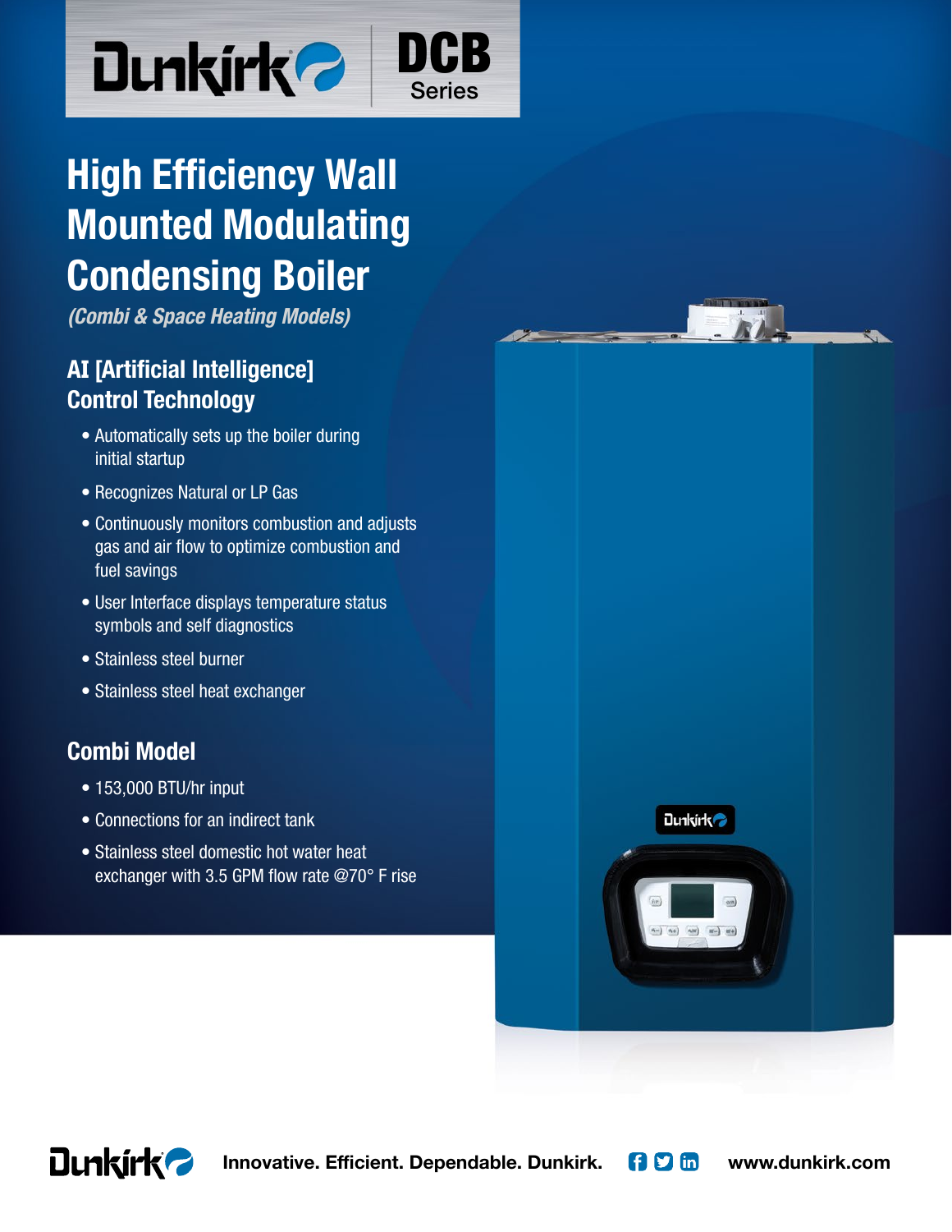Dunkirk DCB Series

# High Efficiency Wall Mounted Modulating Condensing Boiler

*(Combi & Space Heating Models)*

## AI [Artificial Intelligence] Control Technology

- Automatically sets up the boiler during initial startup
- Recognizes Natural or LP Gas
- Continuously monitors combustion and adjusts gas and air flow to optimize combustion and fuel savings
- User Interface displays temperature status symbols and self diagnostics
- Stainless steel burner
- Stainless steel heat exchanger

## Combi Model

- 153,000 BTU/hr input
- Connections for an indirect tank
- Stainless steel domestic hot water heat exchanger with 3.5 GPM flow rate @70° F rise

**Innovative. Efficient. Dependable. Dunkirk.** **www.dunkirk.com**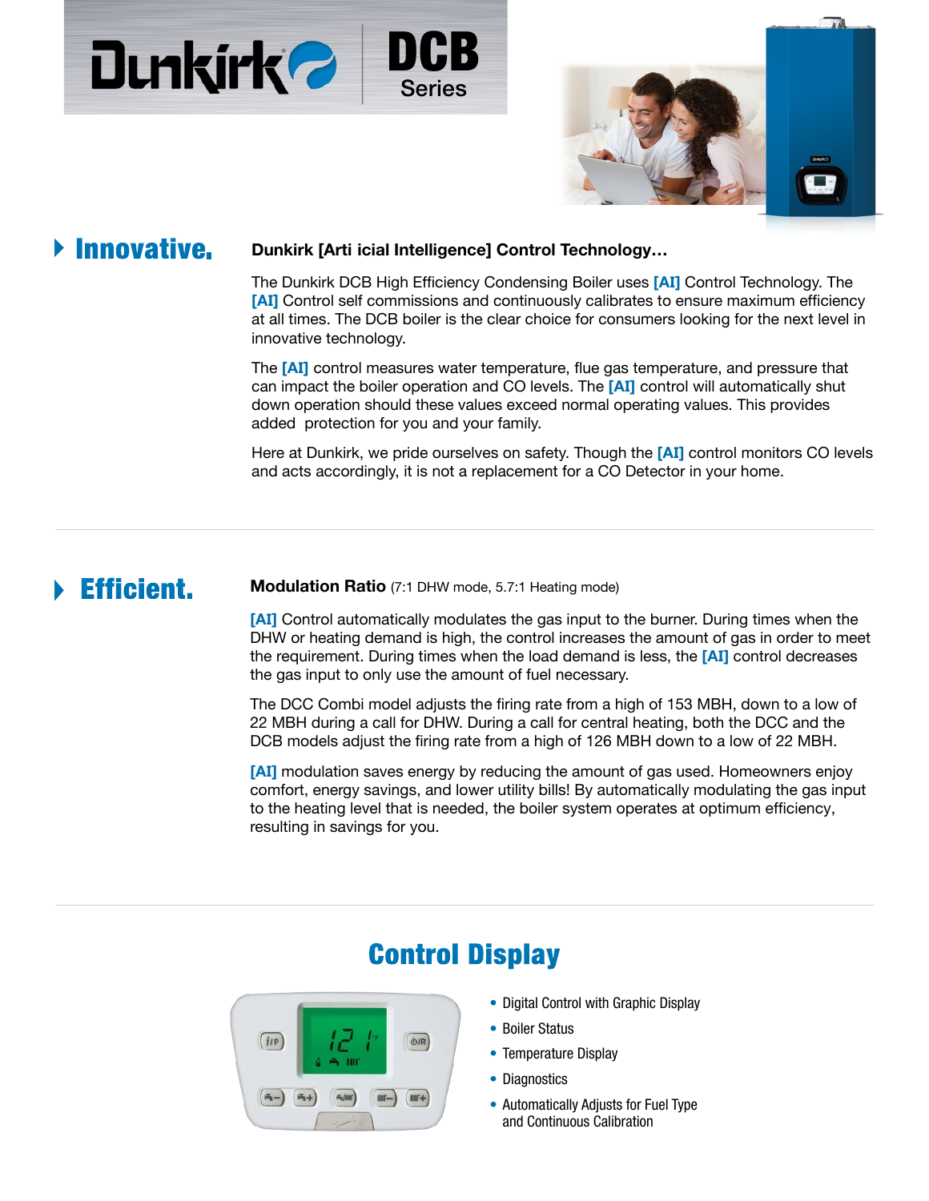# Dunkirk DCB Series

## Innovative.

**Dunkirk [Arti icial Intelligence] Control Technology…**

The Dunkirk DCB High Efficiency Condensing Boiler uses **[AI]** Control Technology. The **[AI]** Control self commissions and continuously calibrates to ensure maximum efficiency at all times. The DCB boiler is the clear choice for consumers looking for the next level in innovative technology.

The **[AI]** control measures water temperature, flue gas temperature, and pressure that can impact the boiler operation and CO levels. The **[AI]** control will automatically shut down operation should these values exceed normal operating values. This provides added protection for you and your family.

Here at Dunkirk, we pride ourselves on safety. Though the **[AI]** control monitors CO levels and acts accordingly, it is not a replacement for a CO Detector in your home.

## Efficient.

**Modulation Ratio** (7:1 DHW mode, 5.7:1 Heating mode)

**[AI]** Control automatically modulates the gas input to the burner. During times when the DHW or heating demand is high, the control increases the amount of gas in order to meet the requirement. During times when the load demand is less, the **[AI]** control decreases the gas input to only use the amount of fuel necessary.

The DCC Combi model adjusts the firing rate from a high of 153 MBH, down to a low of 22 MBH during a call for DHW. During a call for central heating, both the DCC and the DCB models adjust the firing rate from a high of 126 MBH down to a low of 22 MBH.

**[AI]** modulation saves energy by reducing the amount of gas used. Homeowners enjoy comfort, energy savings, and lower utility bills! By automatically modulating the gas input to the heating level that is needed, the boiler system operates at optimum efficiency, resulting in savings for you.

## Control Display

- Digital Control with Graphic Display
- Boiler Status
- Temperature Display
- Diagnostics
- Automatically Adjusts for Fuel Type and Continuous Calibration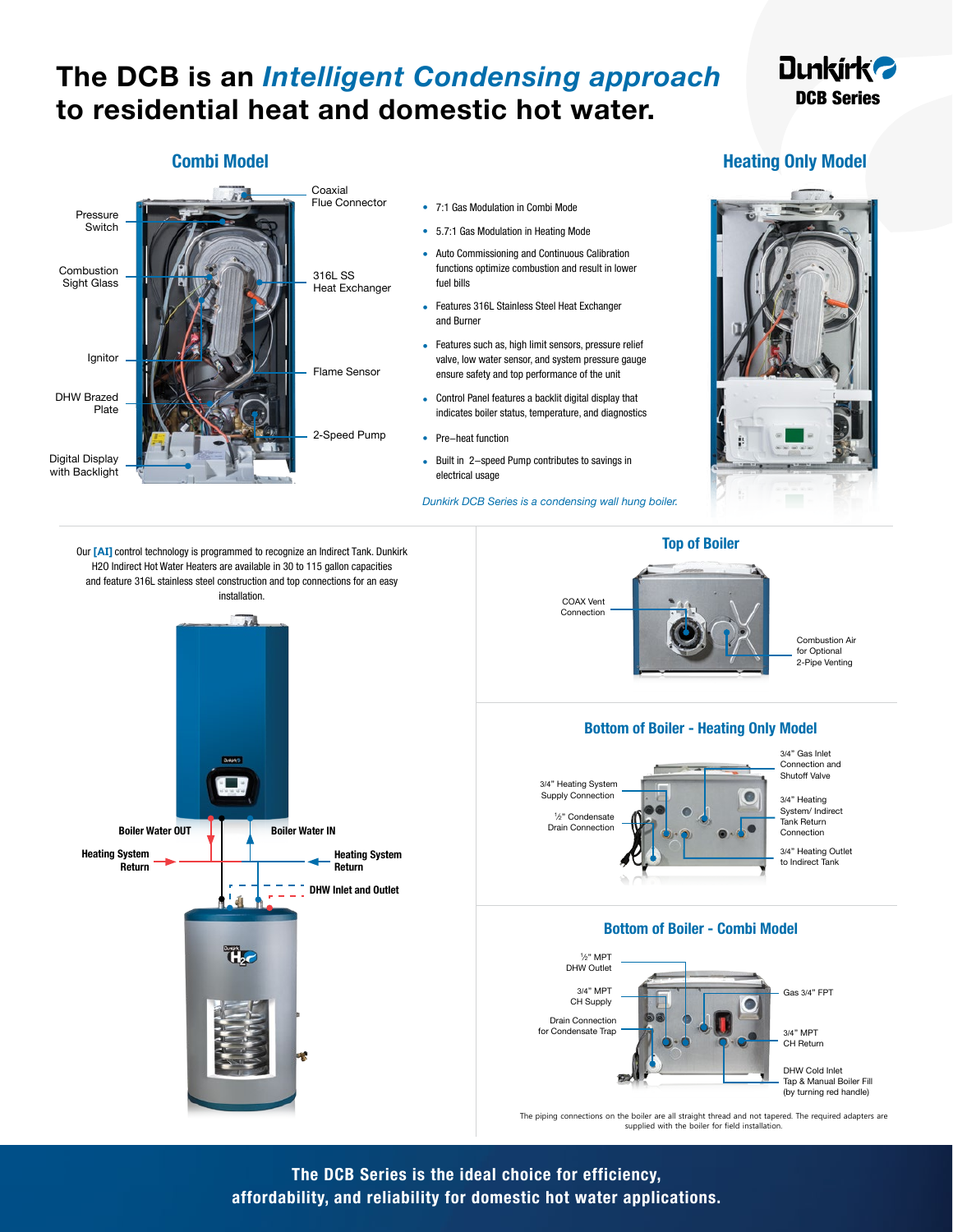# The DCB is an *Intelligent Condensing approach* to residential heat and domestic hot water.

Dunkirk DCB Series

## Combi Model

Pressure Switch

Combustion Sight Glass

Ignitor

DHW Brazed Plate

Digital Display with Backlight

Coaxial Flue Connector

316L SS Heat Exchanger

Flame Sensor

2-Speed Pump

- 7:1 Gas Modulation in Combi Mode
- 5.7:1 Gas Modulation in Heating Mode
- Auto Commissioning and Continuous Calibration functions optimize combustion and result in lower fuel bills
- Features 316L Stainless Steel Heat Exchanger and Burner
- Features such as, high limit sensors, pressure relief valve, low water sensor, and system pressure gauge ensure safety and top performance of the unit
- Control Panel features a backlit digital display that indicates boiler status, temperature, and diagnostics
- Pre–heat function
- Built in 2–speed Pump contributes to savings in electrical usage

*Dunkirk DCB Series is a condensing wall hung boiler.*

## Heating Only Model

Our **[AI]** control technology is programmed to recognize an Indirect Tank. Dunkirk H2O Indirect Hot Water Heaters are available in 30 to 115 gallon capacities and feature 316L stainless steel construction and top connections for an easy installation.

**Boiler Water OUT**

**Boiler Water IN**

**Heating System Return**

**Heating System Return**

**DHW Inlet and Outlet**

## Top of Boiler

COAX Vent Connection

Combustion Air for Optional 2-Pipe Venting

## Bottom of Boiler - Heating Only Model

3/4" Heating System Supply Connection

½" Condensate Drain Connection

3/4" Gas Inlet Connection and Shutoff Valve

3/4" Heating System/ Indirect Tank Return Connection

3/4" Heating Outlet to Indirect Tank

## Bottom of Boiler - Combi Model

½" MPT DHW Outlet

3/4" MPT CH Supply

Drain Connection for Condensate Trap

Gas 3/4" FPT

3/4" MPT CH Return

DHW Cold Inlet Tap & Manual Boiler Fill (by turning red handle)

The piping connections on the boiler are all straight thread and not tapered. The required adapters are supplied with the boiler for field installation.

**The DCB Series is the ideal choice for efficiency, affordability, and reliability for domestic hot water applications.**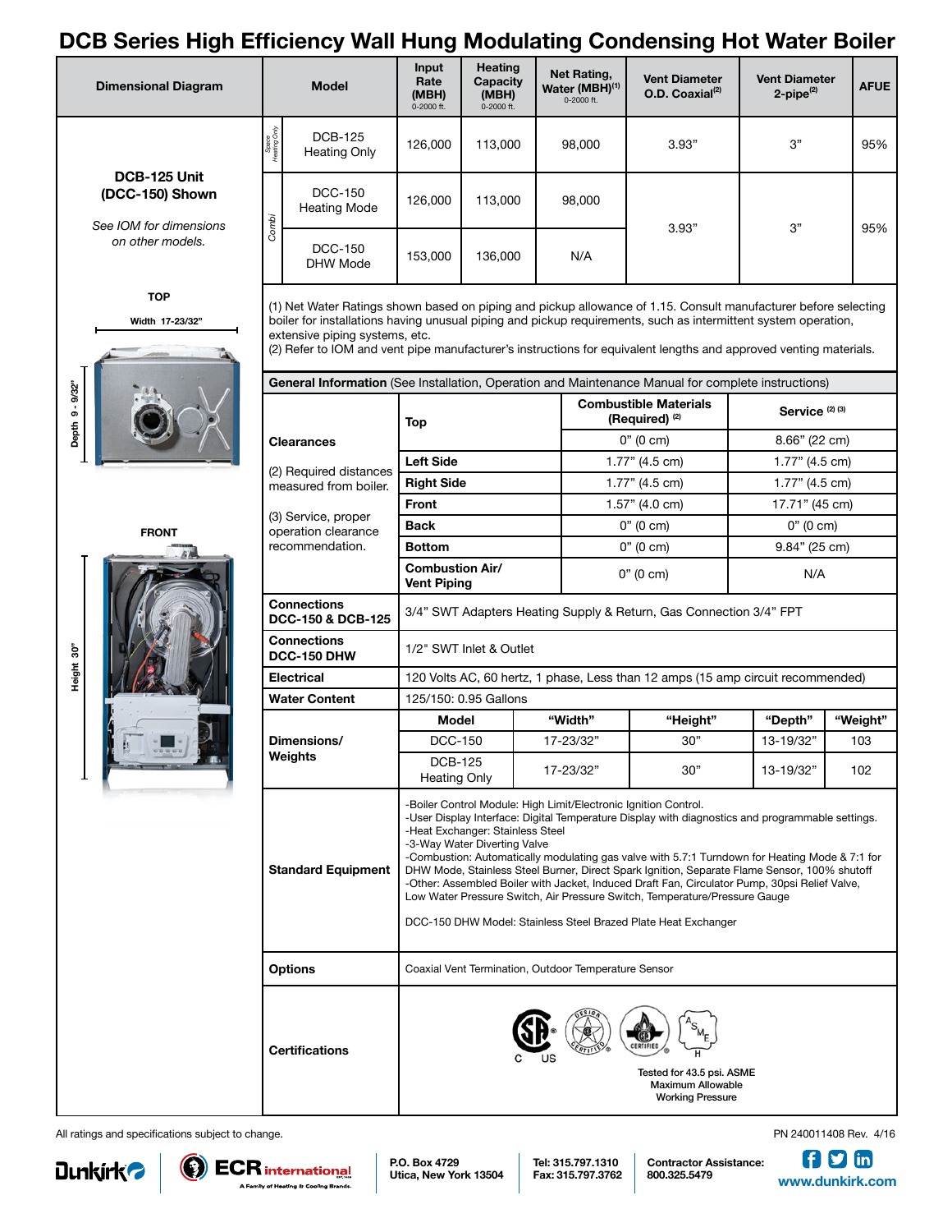# DCB Series High Efficiency Wall Hung Modulating Condensing Hot Water Boiler

| Dimensional Diagram | | Model | Input Rate (MBH) 0-2000 ft. | Heating Capacity (MBH) 0-2000 ft. | Net Rating, Water (MBH)[1] 0-2000 ft. | Vent Diameter O.D. Coaxial[2] | Vent Diameter 2-pipe[2] | AFUE |
|---|---|---|---|---|---|---|---|---|
| **DCB-125 Unit (DCC-150) Shown** *See IOM for dimensions on other models.* | *Space Heating Only* | DCB-125 Heating Only | 126,000 | 113,000 | 98,000 | 3.93" | 3" | 95% |
| | *Combi* | DCC-150 Heating Mode | 126,000 | 113,000 | 98,000 | 3.93" | 3" | 95% |
| | | DCC-150 DHW Mode | 153,000 | 136,000 | N/A | | | |

TOP

Width 17-23/32"

Depth 9 - 9/32"

FRONT

Height 30"

(1) Net Water Ratings shown based on piping and pickup allowance of 1.15. Consult manufacturer before selecting boiler for installations having unusual piping and pickup requirements, such as intermittent system operation, extensive piping systems, etc.
(2) Refer to IOM and vent pipe manufacturer's instructions for equivalent lengths and approved venting materials.

**General Information** (See Installation, Operation and Maintenance Manual for complete instructions)

| | | Combustible Materials (Required) (2) | Service (2) (3) |
|---|---|---|---|
| **Clearances** (2) Required distances measured from boiler. (3) Service, proper operation clearance recommendation. | **Top** | 0" (0 cm) | 8.66" (22 cm) |
| | **Left Side** | 1.77" (4.5 cm) | 1.77" (4.5 cm) |
| | **Right Side** | 1.77" (4.5 cm) | 1.77" (4.5 cm) |
| | **Front** | 1.57" (4.0 cm) | 17.71" (45 cm) |
| | **Back** | 0" (0 cm) | 0" (0 cm) |
| | **Bottom** | 0" (0 cm) | 9.84" (25 cm) |
| | **Combustion Air/ Vent Piping** | 0" (0 cm) | N/A |

| | |
|---|---|
| **Connections DCC-150 & DCB-125** | 3/4" SWT Adapters Heating Supply & Return, Gas Connection 3/4" FPT |
| **Connections DCC-150 DHW** | 1/2" SWT Inlet & Outlet |
| **Electrical** | 120 Volts AC, 60 hertz, 1 phase, Less than 12 amps (15 amp circuit recommended) |
| **Water Content** | 125/150: 0.95 Gallons |

| **Dimensions/ Weights** | Model | "Width" | "Height" | "Depth" | "Weight" |
|---|---|---|---|---|---|
| | DCC-150 | 17-23/32" | 30" | 13-19/32" | 103 |
| | DCB-125 Heating Only | 17-23/32" | 30" | 13-19/32" | 102 |

**Standard Equipment**

-Boiler Control Module: High Limit/Electronic Ignition Control.
-User Display Interface: Digital Temperature Display with diagnostics and programmable settings.
-Heat Exchanger: Stainless Steel
-3-Way Water Diverting Valve
-Combustion: Automatically modulating gas valve with 5.7:1 Turndown for Heating Mode & 7:1 for DHW Mode, Stainless Steel Burner, Direct Spark Ignition, Separate Flame Sensor, 100% shutoff
-Other: Assembled Boiler with Jacket, Induced Draft Fan, Circulator Pump, 30psi Relief Valve, Low Water Pressure Switch, Air Pressure Switch, Temperature/Pressure Gauge

DCC-150 DHW Model: Stainless Steel Brazed Plate Heat Exchanger

**Options**

Coaxial Vent Termination, Outdoor Temperature Sensor

**Certifications**

Tested for 43.5 psi. ASME Maximum Allowable Working Pressure

All ratings and specifications subject to change.

PN 240011408 Rev. 4/16

P.O. Box 4729
Utica, New York 13504

Tel: 315.797.1310
Fax: 315.797.3762

Contractor Assistance:
800.325.5479

www.dunkirk.com